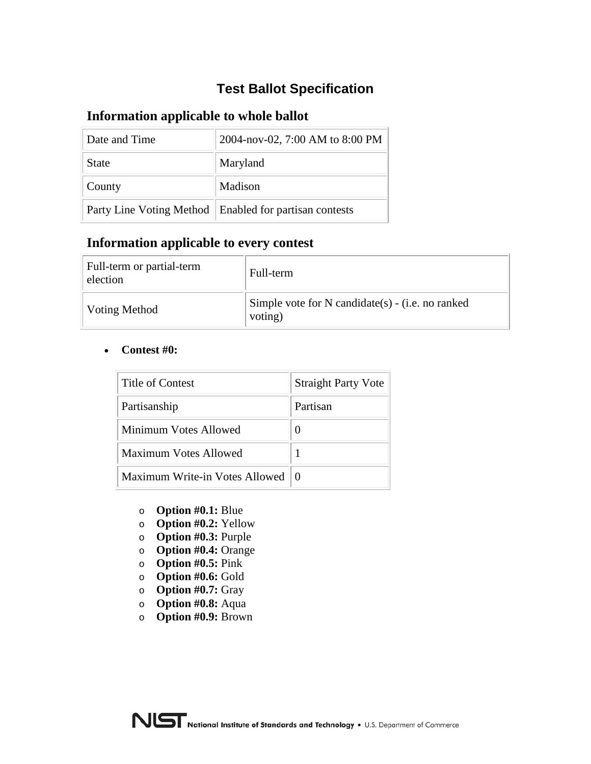# Test Ballot Specification

## Information applicable to whole ballot

| Date and Time | 2004-nov-02, 7:00 AM to 8:00 PM |
|---|---|
| State | Maryland |
| County | Madison |
| Party Line Voting Method | Enabled for partisan contests |

## Information applicable to every contest

| Full-term or partial-term election | Full-term |
|---|---|
| Voting Method | Simple vote for N candidate(s) - (i.e. no ranked voting) |

- **Contest #0:**

| Title of Contest | Straight Party Vote |
|---|---|
| Partisanship | Partisan |
| Minimum Votes Allowed | 0 |
| Maximum Votes Allowed | 1 |
| Maximum Write-in Votes Allowed | 0 |

  - **Option #0.1:** Blue
  - **Option #0.2:** Yellow
  - **Option #0.3:** Purple
  - **Option #0.4:** Orange
  - **Option #0.5:** Pink
  - **Option #0.6:** Gold
  - **Option #0.7:** Gray
  - **Option #0.8:** Aqua
  - **Option #0.9:** Brown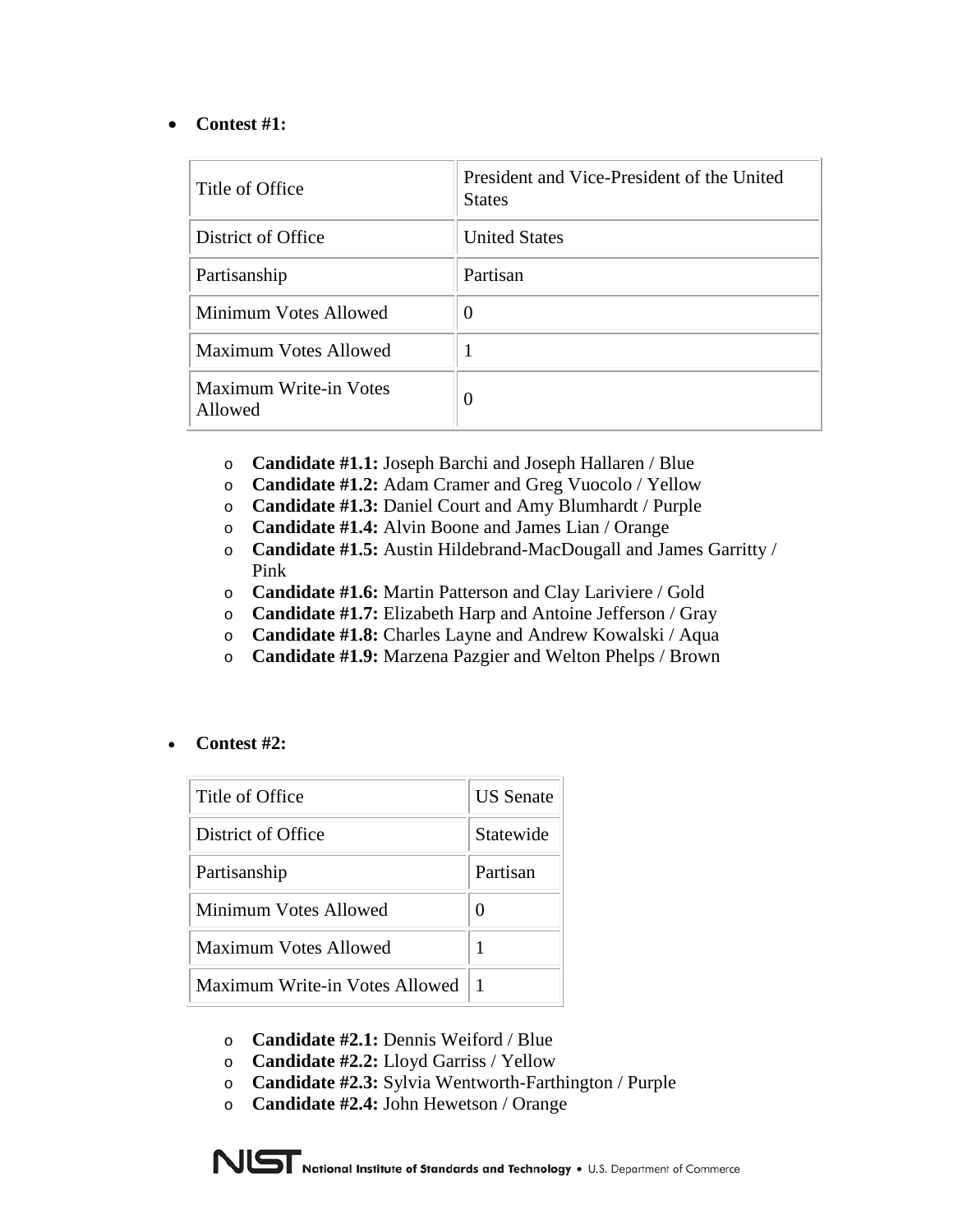- **Contest #1:**

| Title of Office | President and Vice-President of the United States |
| --- | --- |
| District of Office | United States |
| Partisanship | Partisan |
| Minimum Votes Allowed | 0 |
| Maximum Votes Allowed | 1 |
| Maximum Write-in Votes Allowed | 0 |

  - **Candidate #1.1:** Joseph Barchi and Joseph Hallaren / Blue
  - **Candidate #1.2:** Adam Cramer and Greg Vuocolo / Yellow
  - **Candidate #1.3:** Daniel Court and Amy Blumhardt / Purple
  - **Candidate #1.4:** Alvin Boone and James Lian / Orange
  - **Candidate #1.5:** Austin Hildebrand-MacDougall and James Garritty / Pink
  - **Candidate #1.6:** Martin Patterson and Clay Lariviere / Gold
  - **Candidate #1.7:** Elizabeth Harp and Antoine Jefferson / Gray
  - **Candidate #1.8:** Charles Layne and Andrew Kowalski / Aqua
  - **Candidate #1.9:** Marzena Pazgier and Welton Phelps / Brown

- **Contest #2:**

| Title of Office | US Senate |
| --- | --- |
| District of Office | Statewide |
| Partisanship | Partisan |
| Minimum Votes Allowed | 0 |
| Maximum Votes Allowed | 1 |
| Maximum Write-in Votes Allowed | 1 |

  - **Candidate #2.1:** Dennis Weiford / Blue
  - **Candidate #2.2:** Lloyd Garriss / Yellow
  - **Candidate #2.3:** Sylvia Wentworth-Farthington / Purple
  - **Candidate #2.4:** John Hewetson / Orange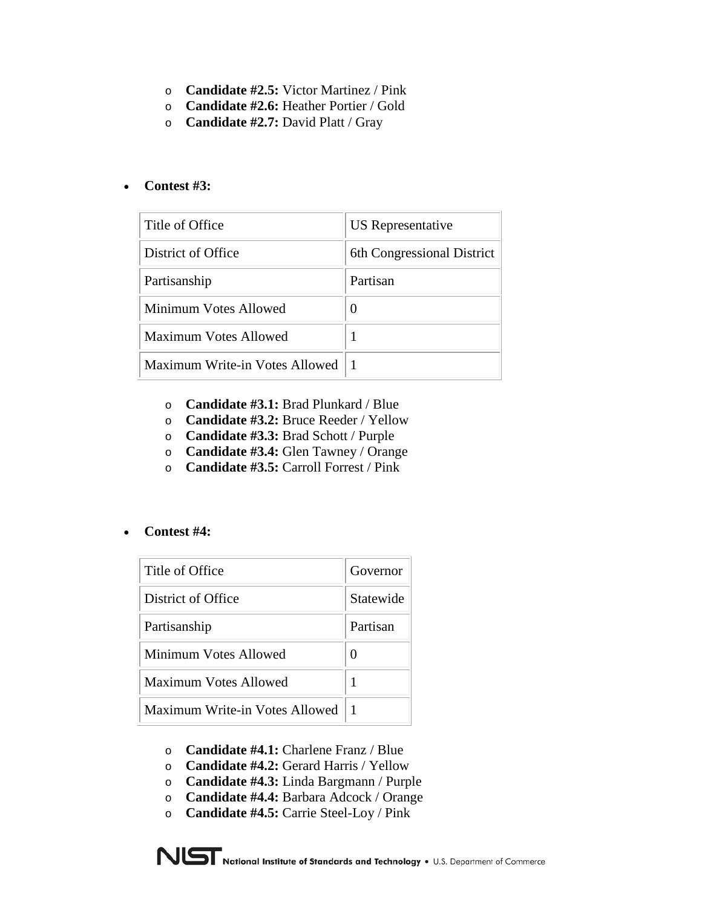- **Candidate #2.5:** Victor Martinez / Pink
- **Candidate #2.6:** Heather Portier / Gold
- **Candidate #2.7:** David Platt / Gray

- **Contest #3:**

| Title of Office | US Representative |
| --- | --- |
| District of Office | 6th Congressional District |
| Partisanship | Partisan |
| Minimum Votes Allowed | 0 |
| Maximum Votes Allowed | 1 |
| Maximum Write-in Votes Allowed | 1 |

  - **Candidate #3.1:** Brad Plunkard / Blue
  - **Candidate #3.2:** Bruce Reeder / Yellow
  - **Candidate #3.3:** Brad Schott / Purple
  - **Candidate #3.4:** Glen Tawney / Orange
  - **Candidate #3.5:** Carroll Forrest / Pink

- **Contest #4:**

| Title of Office | Governor |
| --- | --- |
| District of Office | Statewide |
| Partisanship | Partisan |
| Minimum Votes Allowed | 0 |
| Maximum Votes Allowed | 1 |
| Maximum Write-in Votes Allowed | 1 |

  - **Candidate #4.1:** Charlene Franz / Blue
  - **Candidate #4.2:** Gerard Harris / Yellow
  - **Candidate #4.3:** Linda Bargmann / Purple
  - **Candidate #4.4:** Barbara Adcock / Orange
  - **Candidate #4.5:** Carrie Steel-Loy / Pink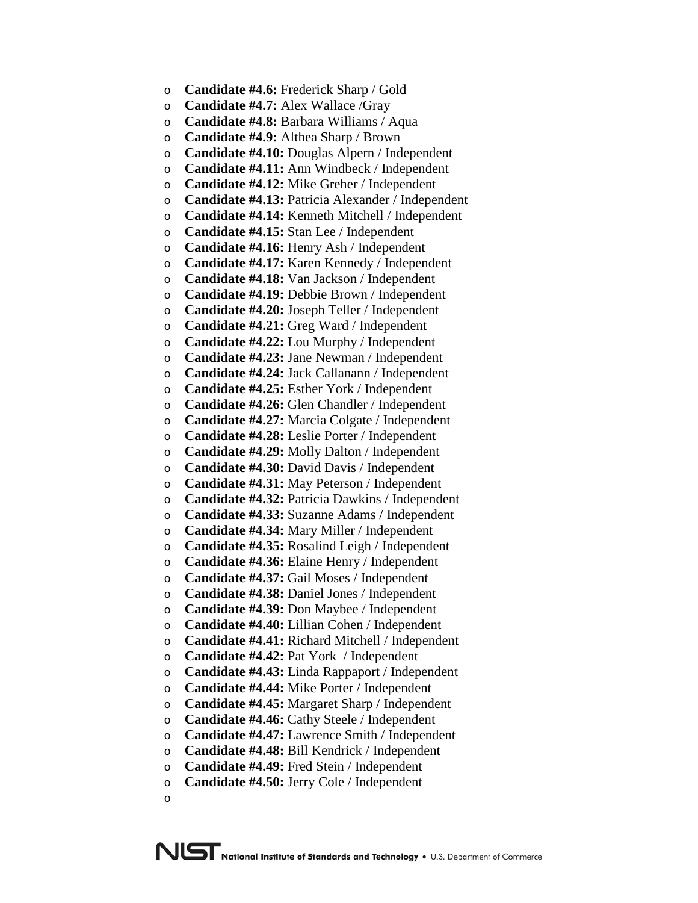- **Candidate #4.6:** Frederick Sharp / Gold
- **Candidate #4.7:** Alex Wallace /Gray
- **Candidate #4.8:** Barbara Williams / Aqua
- **Candidate #4.9:** Althea Sharp / Brown
- **Candidate #4.10:** Douglas Alpern / Independent
- **Candidate #4.11:** Ann Windbeck / Independent
- **Candidate #4.12:** Mike Greher / Independent
- **Candidate #4.13:** Patricia Alexander / Independent
- **Candidate #4.14:** Kenneth Mitchell / Independent
- **Candidate #4.15:** Stan Lee / Independent
- **Candidate #4.16:** Henry Ash / Independent
- **Candidate #4.17:** Karen Kennedy / Independent
- **Candidate #4.18:** Van Jackson / Independent
- **Candidate #4.19:** Debbie Brown / Independent
- **Candidate #4.20:** Joseph Teller / Independent
- **Candidate #4.21:** Greg Ward / Independent
- **Candidate #4.22:** Lou Murphy / Independent
- **Candidate #4.23:** Jane Newman / Independent
- **Candidate #4.24:** Jack Callanann / Independent
- **Candidate #4.25:** Esther York / Independent
- **Candidate #4.26:** Glen Chandler / Independent
- **Candidate #4.27:** Marcia Colgate / Independent
- **Candidate #4.28:** Leslie Porter / Independent
- **Candidate #4.29:** Molly Dalton / Independent
- **Candidate #4.30:** David Davis / Independent
- **Candidate #4.31:** May Peterson / Independent
- **Candidate #4.32:** Patricia Dawkins / Independent
- **Candidate #4.33:** Suzanne Adams / Independent
- **Candidate #4.34:** Mary Miller / Independent
- **Candidate #4.35:** Rosalind Leigh / Independent
- **Candidate #4.36:** Elaine Henry / Independent
- **Candidate #4.37:** Gail Moses / Independent
- **Candidate #4.38:** Daniel Jones / Independent
- **Candidate #4.39:** Don Maybee / Independent
- **Candidate #4.40:** Lillian Cohen / Independent
- **Candidate #4.41:** Richard Mitchell / Independent
- **Candidate #4.42:** Pat York / Independent
- **Candidate #4.43:** Linda Rappaport / Independent
- **Candidate #4.44:** Mike Porter / Independent
- **Candidate #4.45:** Margaret Sharp / Independent
- **Candidate #4.46:** Cathy Steele / Independent
- **Candidate #4.47:** Lawrence Smith / Independent
- **Candidate #4.48:** Bill Kendrick / Independent
- **Candidate #4.49:** Fred Stein / Independent
- **Candidate #4.50:** Jerry Cole / Independent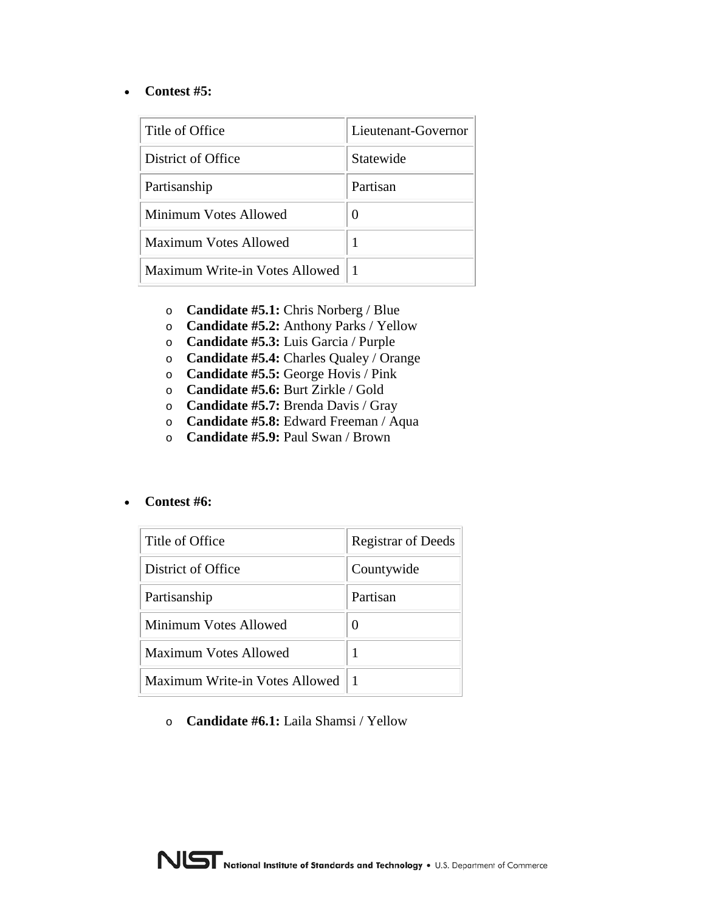- **Contest #5:**

| Title of Office | Lieutenant-Governor |
|---|---|
| District of Office | Statewide |
| Partisanship | Partisan |
| Minimum Votes Allowed | 0 |
| Maximum Votes Allowed | 1 |
| Maximum Write-in Votes Allowed | 1 |

  - **Candidate #5.1:** Chris Norberg / Blue
  - **Candidate #5.2:** Anthony Parks / Yellow
  - **Candidate #5.3:** Luis Garcia / Purple
  - **Candidate #5.4:** Charles Qualey / Orange
  - **Candidate #5.5:** George Hovis / Pink
  - **Candidate #5.6:** Burt Zirkle / Gold
  - **Candidate #5.7:** Brenda Davis / Gray
  - **Candidate #5.8:** Edward Freeman / Aqua
  - **Candidate #5.9:** Paul Swan / Brown

- **Contest #6:**

| Title of Office | Registrar of Deeds |
|---|---|
| District of Office | Countywide |
| Partisanship | Partisan |
| Minimum Votes Allowed | 0 |
| Maximum Votes Allowed | 1 |
| Maximum Write-in Votes Allowed | 1 |

  - **Candidate #6.1:** Laila Shamsi / Yellow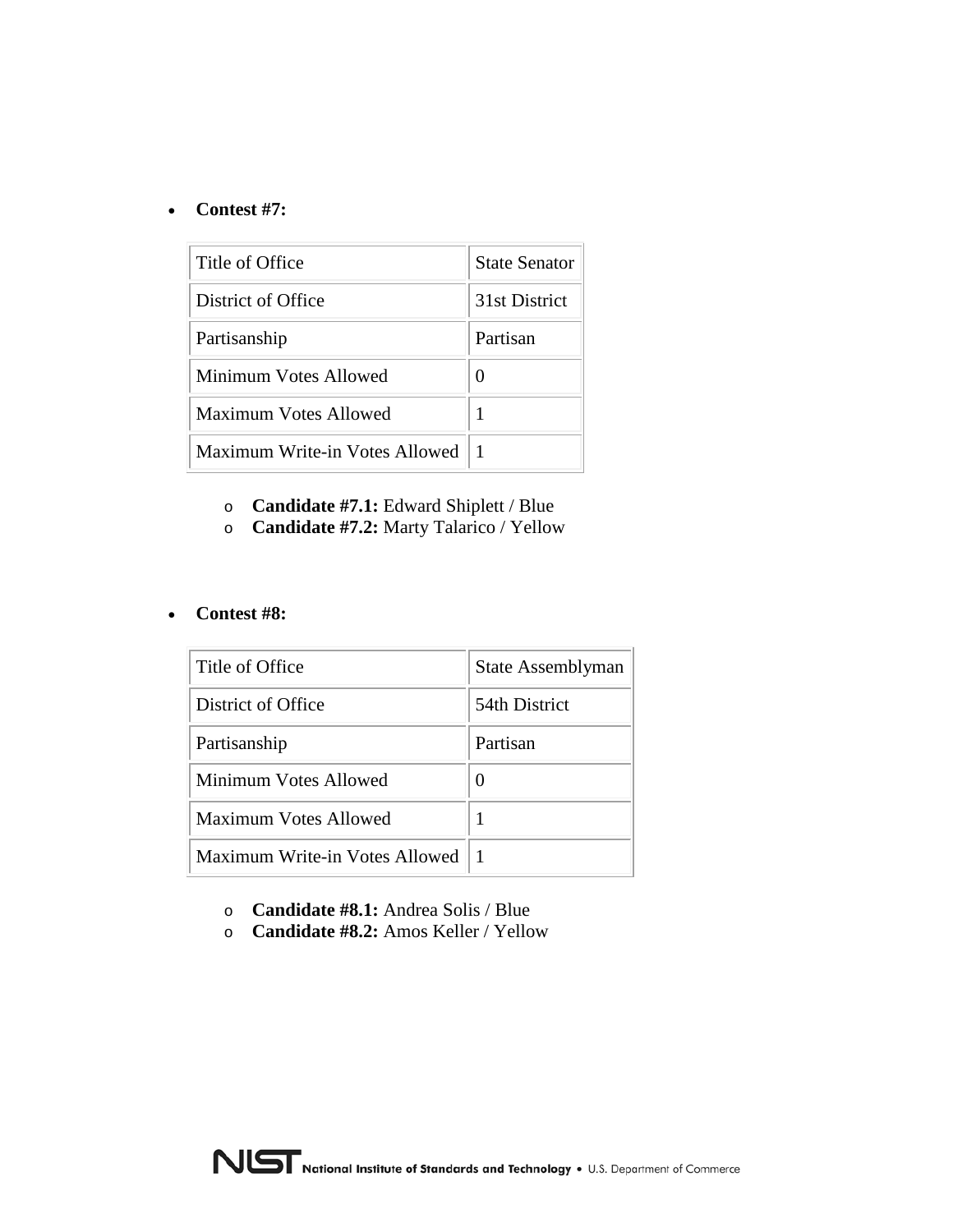- **Contest #7:**

| Title of Office | State Senator |
|---|---|
| District of Office | 31st District |
| Partisanship | Partisan |
| Minimum Votes Allowed | 0 |
| Maximum Votes Allowed | 1 |
| Maximum Write-in Votes Allowed | 1 |

  - **Candidate #7.1:** Edward Shiplett / Blue
  - **Candidate #7.2:** Marty Talarico / Yellow

- **Contest #8:**

| Title of Office | State Assemblyman |
|---|---|
| District of Office | 54th District |
| Partisanship | Partisan |
| Minimum Votes Allowed | 0 |
| Maximum Votes Allowed | 1 |
| Maximum Write-in Votes Allowed | 1 |

  - **Candidate #8.1:** Andrea Solis / Blue
  - **Candidate #8.2:** Amos Keller / Yellow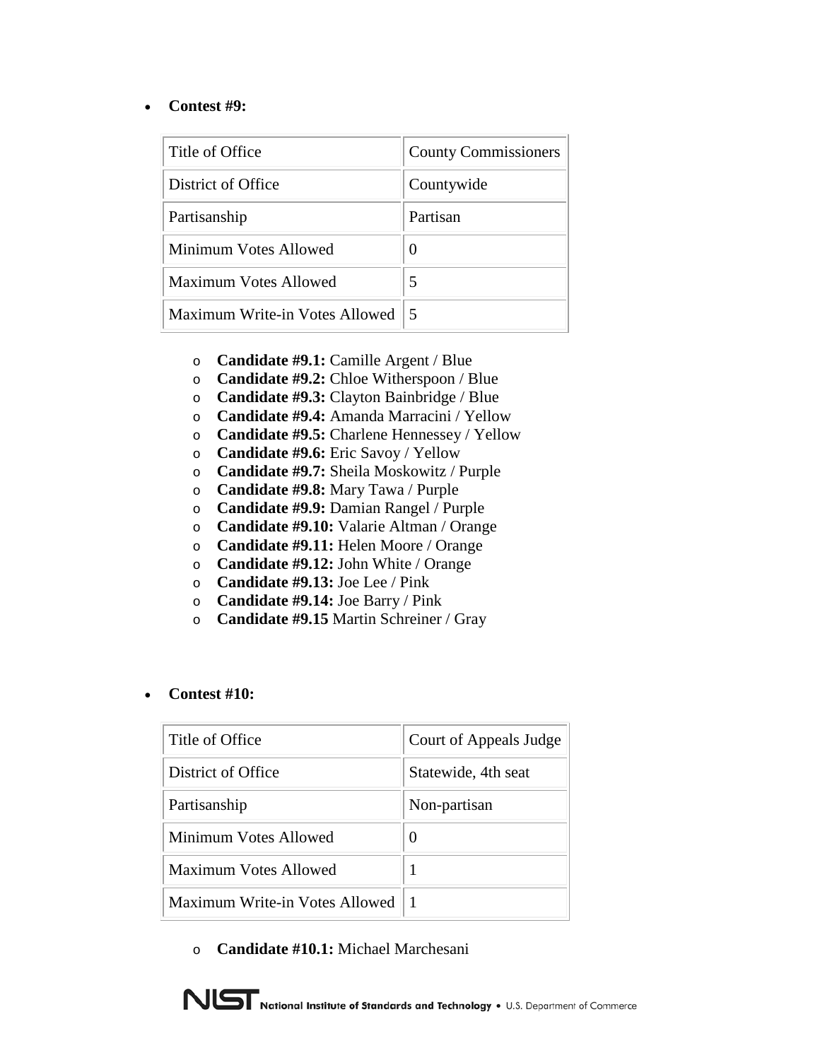- **Contest #9:**

| Title of Office | County Commissioners |
|---|---|
| District of Office | Countywide |
| Partisanship | Partisan |
| Minimum Votes Allowed | 0 |
| Maximum Votes Allowed | 5 |
| Maximum Write-in Votes Allowed | 5 |

  - **Candidate #9.1:** Camille Argent / Blue
  - **Candidate #9.2:** Chloe Witherspoon / Blue
  - **Candidate #9.3:** Clayton Bainbridge / Blue
  - **Candidate #9.4:** Amanda Marracini / Yellow
  - **Candidate #9.5:** Charlene Hennessey / Yellow
  - **Candidate #9.6:** Eric Savoy / Yellow
  - **Candidate #9.7:** Sheila Moskowitz / Purple
  - **Candidate #9.8:** Mary Tawa / Purple
  - **Candidate #9.9:** Damian Rangel / Purple
  - **Candidate #9.10:** Valarie Altman / Orange
  - **Candidate #9.11:** Helen Moore / Orange
  - **Candidate #9.12:** John White / Orange
  - **Candidate #9.13:** Joe Lee / Pink
  - **Candidate #9.14:** Joe Barry / Pink
  - **Candidate #9.15** Martin Schreiner / Gray

- **Contest #10:**

| Title of Office | Court of Appeals Judge |
|---|---|
| District of Office | Statewide, 4th seat |
| Partisanship | Non-partisan |
| Minimum Votes Allowed | 0 |
| Maximum Votes Allowed | 1 |
| Maximum Write-in Votes Allowed | 1 |

  - **Candidate #10.1:** Michael Marchesani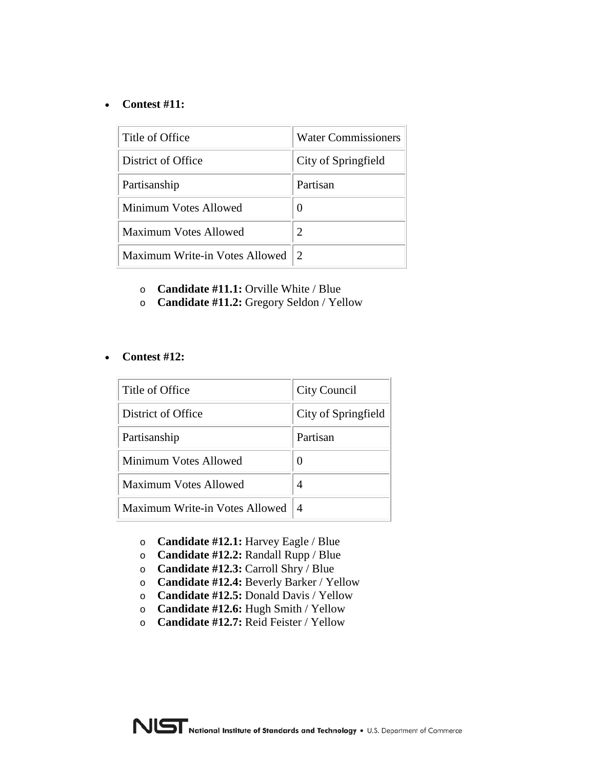- **Contest #11:**

| Title of Office | Water Commissioners |
|---|---|
| District of Office | City of Springfield |
| Partisanship | Partisan |
| Minimum Votes Allowed | 0 |
| Maximum Votes Allowed | 2 |
| Maximum Write-in Votes Allowed | 2 |

  - **Candidate #11.1:** Orville White / Blue
  - **Candidate #11.2:** Gregory Seldon / Yellow

- **Contest #12:**

| Title of Office | City Council |
|---|---|
| District of Office | City of Springfield |
| Partisanship | Partisan |
| Minimum Votes Allowed | 0 |
| Maximum Votes Allowed | 4 |
| Maximum Write-in Votes Allowed | 4 |

  - **Candidate #12.1:** Harvey Eagle / Blue
  - **Candidate #12.2:** Randall Rupp / Blue
  - **Candidate #12.3:** Carroll Shry / Blue
  - **Candidate #12.4:** Beverly Barker / Yellow
  - **Candidate #12.5:** Donald Davis / Yellow
  - **Candidate #12.6:** Hugh Smith / Yellow
  - **Candidate #12.7:** Reid Feister / Yellow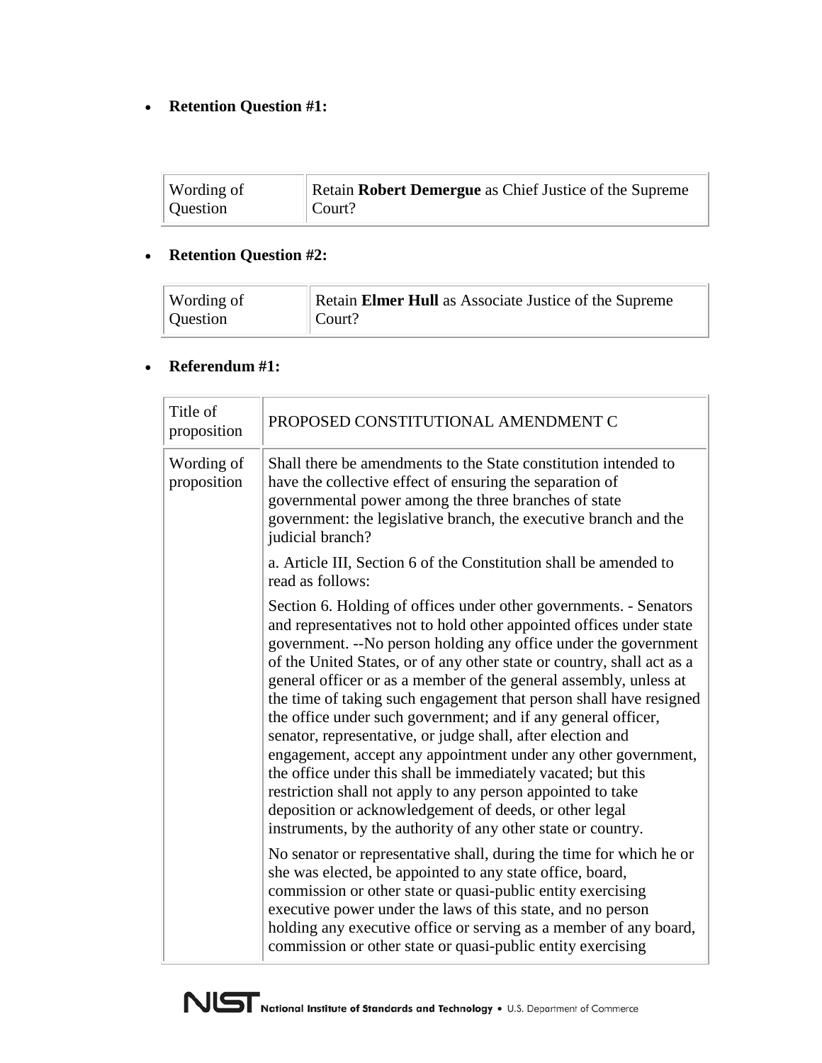- **Retention Question #1:**

| Wording of Question | Retain **Robert Demergue** as Chief Justice of the Supreme Court? |
|---|---|

- **Retention Question #2:**

| Wording of Question | Retain **Elmer Hull** as Associate Justice of the Supreme Court? |
|---|---|

- **Referendum #1:**

| Title of proposition | PROPOSED CONSTITUTIONAL AMENDMENT C |
|---|---|
| Wording of proposition | Shall there be amendments to the State constitution intended to have the collective effect of ensuring the separation of governmental power among the three branches of state government: the legislative branch, the executive branch and the judicial branch?<br><br>a. Article III, Section 6 of the Constitution shall be amended to read as follows:<br><br>Section 6. Holding of offices under other governments. - Senators and representatives not to hold other appointed offices under state government. --No person holding any office under the government of the United States, or of any other state or country, shall act as a general officer or as a member of the general assembly, unless at the time of taking such engagement that person shall have resigned the office under such government; and if any general officer, senator, representative, or judge shall, after election and engagement, accept any appointment under any other government, the office under this shall be immediately vacated; but this restriction shall not apply to any person appointed to take deposition or acknowledgement of deeds, or other legal instruments, by the authority of any other state or country.<br><br>No senator or representative shall, during the time for which he or she was elected, be appointed to any state office, board, commission or other state or quasi-public entity exercising executive power under the laws of this state, and no person holding any executive office or serving as a member of any board, commission or other state or quasi-public entity exercising |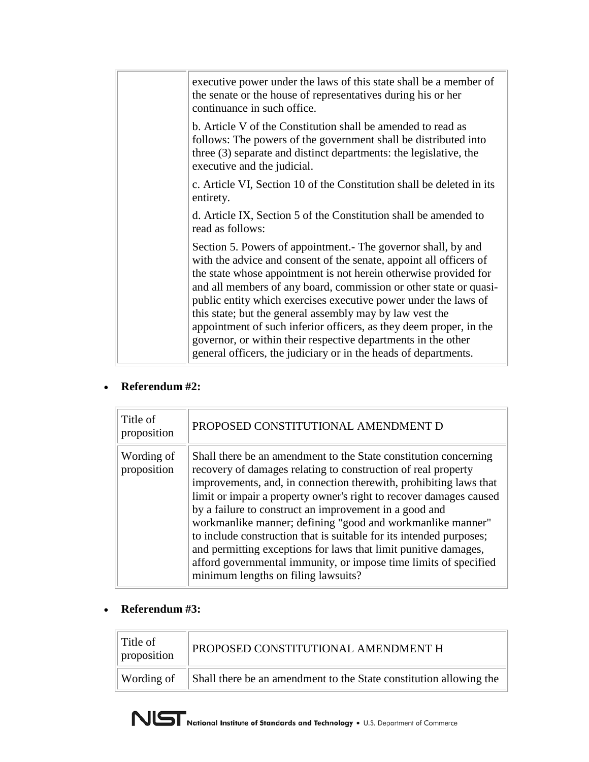| | |
|---|---|
| | executive power under the laws of this state shall be a member of the senate or the house of representatives during his or her continuance in such office.<br><br>b. Article V of the Constitution shall be amended to read as follows: The powers of the government shall be distributed into three (3) separate and distinct departments: the legislative, the executive and the judicial.<br><br>c. Article VI, Section 10 of the Constitution shall be deleted in its entirety.<br><br>d. Article IX, Section 5 of the Constitution shall be amended to read as follows:<br><br>Section 5. Powers of appointment.- The governor shall, by and with the advice and consent of the senate, appoint all officers of the state whose appointment is not herein otherwise provided for and all members of any board, commission or other state or quasi-public entity which exercises executive power under the laws of this state; but the general assembly may by law vest the appointment of such inferior officers, as they deem proper, in the governor, or within their respective departments in the other general officers, the judiciary or in the heads of departments. |

- **Referendum #2:**

| Title of proposition | PROPOSED CONSTITUTIONAL AMENDMENT D |
|---|---|
| Wording of proposition | Shall there be an amendment to the State constitution concerning recovery of damages relating to construction of real property improvements, and, in connection therewith, prohibiting laws that limit or impair a property owner's right to recover damages caused by a failure to construct an improvement in a good and workmanlike manner; defining "good and workmanlike manner" to include construction that is suitable for its intended purposes; and permitting exceptions for laws that limit punitive damages, afford governmental immunity, or impose time limits of specified minimum lengths on filing lawsuits? |

- **Referendum #3:**

| Title of proposition | PROPOSED CONSTITUTIONAL AMENDMENT H |
|---|---|
| Wording of | Shall there be an amendment to the State constitution allowing the |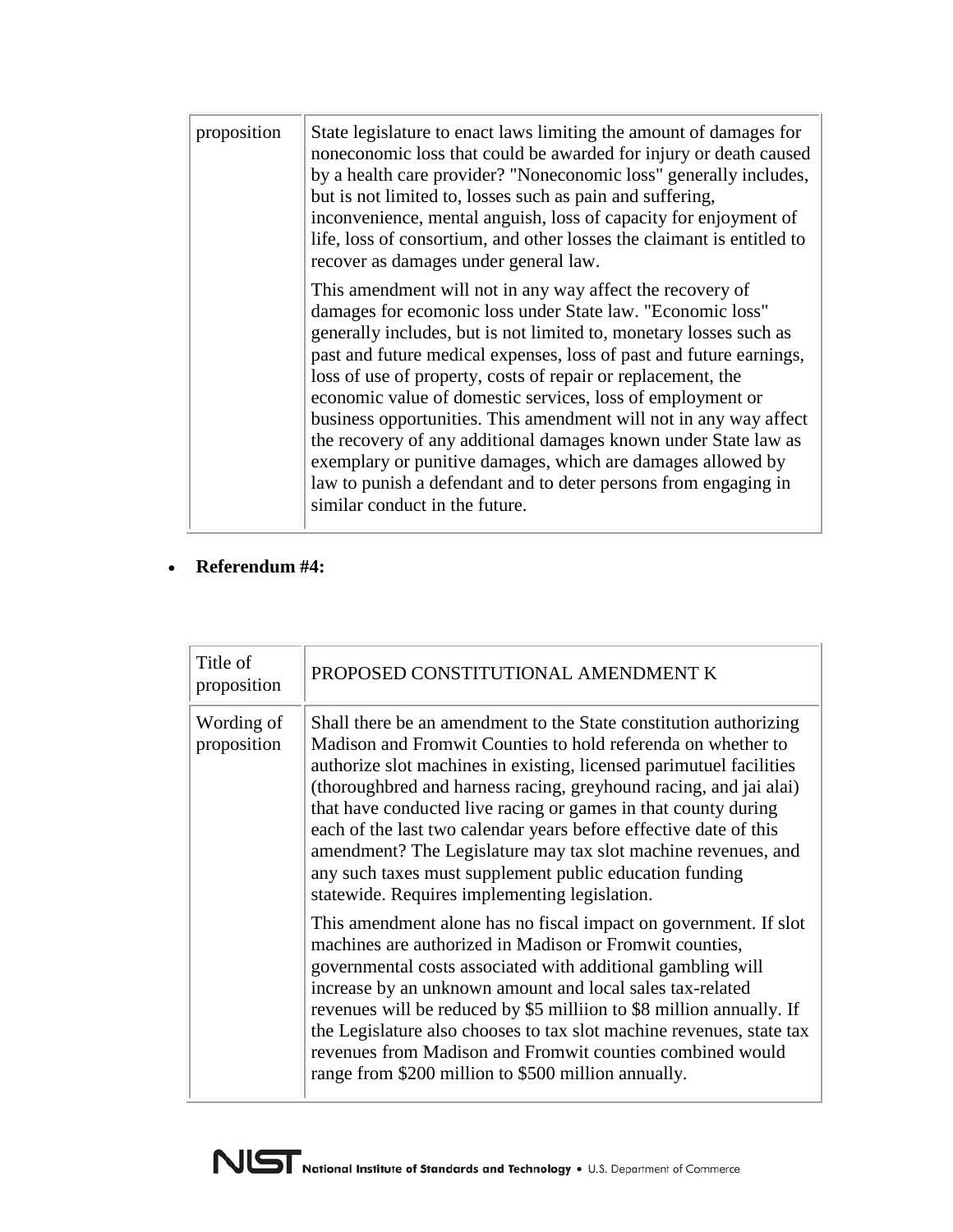| | |
|---|---|
| proposition | State legislature to enact laws limiting the amount of damages for noneconomic loss that could be awarded for injury or death caused by a health care provider? "Noneconomic loss" generally includes, but is not limited to, losses such as pain and suffering, inconvenience, mental anguish, loss of capacity for enjoyment of life, loss of consortium, and other losses the claimant is entitled to recover as damages under general law.<br><br>This amendment will not in any way affect the recovery of damages for ecomonic loss under State law. "Economic loss" generally includes, but is not limited to, monetary losses such as past and future medical expenses, loss of past and future earnings, loss of use of property, costs of repair or replacement, the economic value of domestic services, loss of employment or business opportunities. This amendment will not in any way affect the recovery of any additional damages known under State law as exemplary or punitive damages, which are damages allowed by law to punish a defendant and to deter persons from engaging in similar conduct in the future. |

- **Referendum #4:**

| Title of proposition | PROPOSED CONSTITUTIONAL AMENDMENT K |
|---|---|
| Wording of proposition | Shall there be an amendment to the State constitution authorizing Madison and Fromwit Counties to hold referenda on whether to authorize slot machines in existing, licensed parimutuel facilities (thoroughbred and harness racing, greyhound racing, and jai alai) that have conducted live racing or games in that county during each of the last two calendar years before effective date of this amendment? The Legislature may tax slot machine revenues, and any such taxes must supplement public education funding statewide. Requires implementing legislation.<br><br>This amendment alone has no fiscal impact on government. If slot machines are authorized in Madison or Fromwit counties, governmental costs associated with additional gambling will increase by an unknown amount and local sales tax-related revenues will be reduced by $5 milliion to $8 million annually. If the Legislature also chooses to tax slot machine revenues, state tax revenues from Madison and Fromwit counties combined would range from $200 million to $500 million annually. |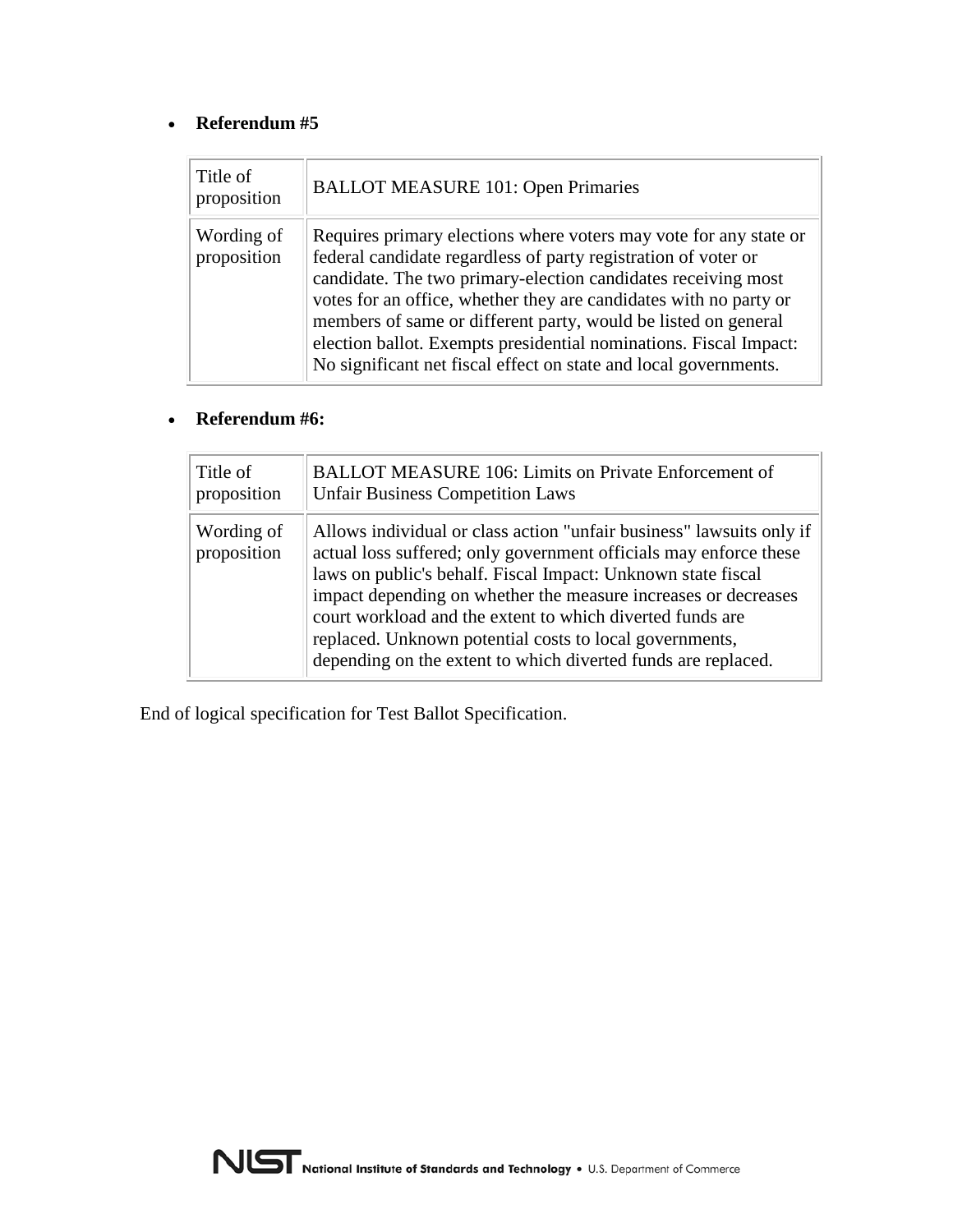- **Referendum #5**

| | |
|---|---|
| Title of proposition | BALLOT MEASURE 101: Open Primaries |
| Wording of proposition | Requires primary elections where voters may vote for any state or federal candidate regardless of party registration of voter or candidate. The two primary-election candidates receiving most votes for an office, whether they are candidates with no party or members of same or different party, would be listed on general election ballot. Exempts presidential nominations. Fiscal Impact: No significant net fiscal effect on state and local governments. |

- **Referendum #6:**

| | |
|---|---|
| Title of proposition | BALLOT MEASURE 106: Limits on Private Enforcement of Unfair Business Competition Laws |
| Wording of proposition | Allows individual or class action "unfair business" lawsuits only if actual loss suffered; only government officials may enforce these laws on public's behalf. Fiscal Impact: Unknown state fiscal impact depending on whether the measure increases or decreases court workload and the extent to which diverted funds are replaced. Unknown potential costs to local governments, depending on the extent to which diverted funds are replaced. |

End of logical specification for Test Ballot Specification.